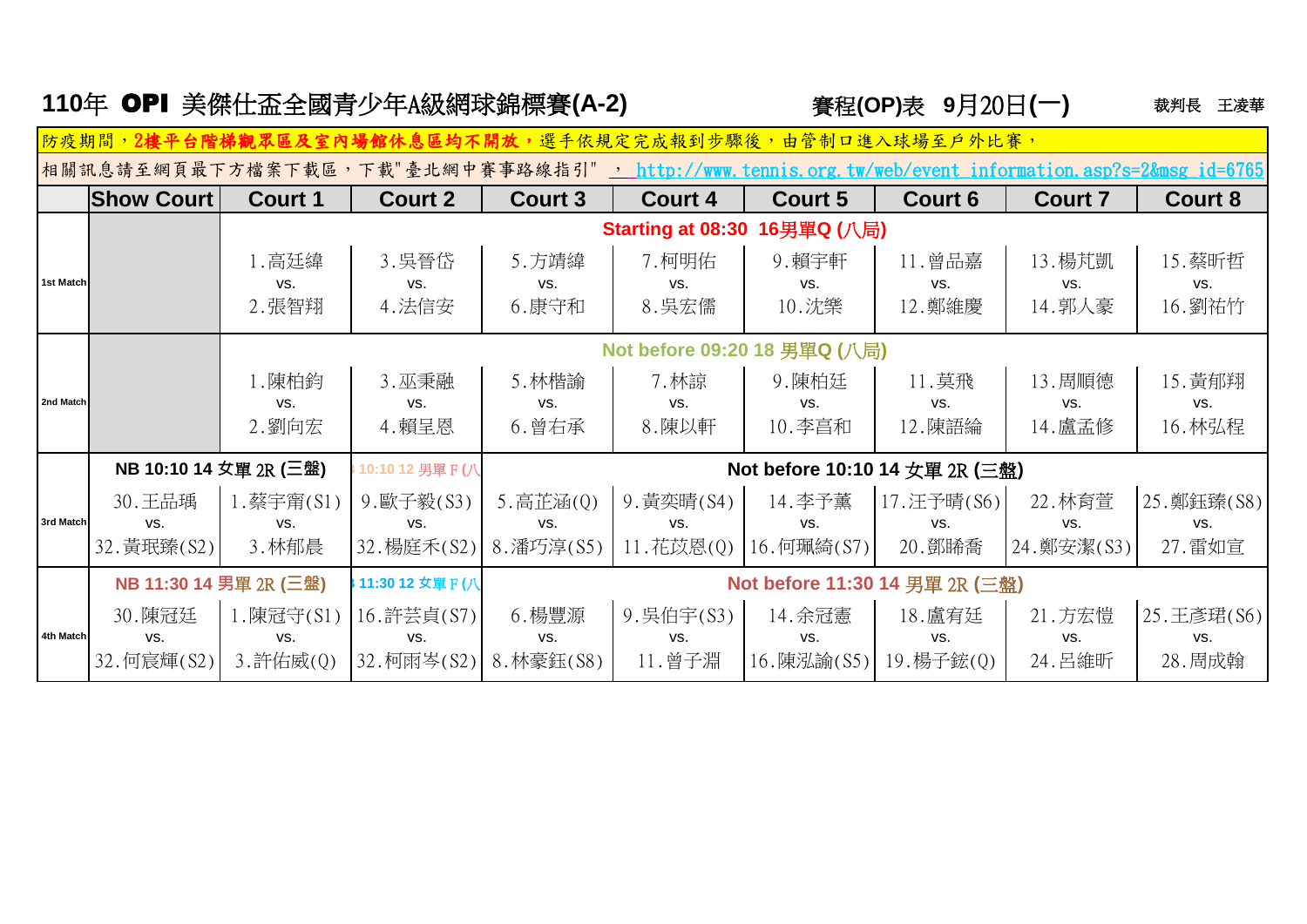# 110年 OPI 美傑仕盃全國青少年A級網球錦標賽(A-2)

賽程(OP)表 9月20日(一)

裁判長 王凌華

防疫期間，2樓平台階梯觀眾區及室內場館休息區均不開放，選手依規定完成報到步驟後，由管制口進入球場至戶外比賽，

相關訊息請至網頁最下方檔案下載區，下載"臺北網中賽事路線指引" ， http://www.tennis.org.tw/web/event_information.asp?s=2&msg_id=6765

| | Show Court | Court 1 | Court 2 | Court 3 | Court 4 | Court 5 | Court 6 | Court 7 | Court 8 |
|---|---|---|---|---|---|---|---|---|---|
| | | Starting at 08:30 16男單Q (八局) | | | | | | | |
| 1st Match | | 1.高廷緯 vs. 2.張智翔 | 3.吳晉岱 vs. 4.法信安 | 5.方靖緯 vs. 6.康守和 | 7.柯明佑 vs. 8.吳宏儒 | 9.賴宇軒 vs. 10.沈樂 | 11.曾品嘉 vs. 12.鄭維慶 | 13.楊芃凱 vs. 14.郭人豪 | 15.蔡昕哲 vs. 16.劉祐竹 |
| | | Not before 09:20 18 男單Q (八局) | | | | | | | |
| 2nd Match | | 1.陳柏鈞 vs. 2.劉向宏 | 3.巫秉融 vs. 4.賴呈恩 | 5.林楷諭 vs. 6.曾右承 | 7.林諒 vs. 8.陳以軒 | 9.陳柏廷 vs. 10.李言和 | 11.莫飛 vs. 12.陳語綸 | 13.周順德 vs. 14.盧孟修 | 15.黃郁翔 vs. 16.林弘程 |
| | NB 10:10 14 女單 2R (三盤) | | 10:10 12 男單 F (八 | Not before 10:10 14 女單 2R (三盤) | | | | | |
| 3rd Match | 30.王品瑀 vs. 32.黃珉臻(S2) | 1.蔡宇甯(S1) vs. 3.林郁晨 | 9.歐子毅(S3) vs. 32.楊庭禾(S2) | 5.高芷涵(Q) vs. 8.潘巧淳(S5) | 9.黃奕晴(S4) vs. 11.花苡恩(Q) | 14.李予薰 vs. 16.何珮綺(S7) | 17.汪予晴(S6) vs. 20.鄧晞喬 | 22.林育萱 vs. 24.鄭安潔(S3) | 25.鄭鈺臻(S8) vs. 27.雷如宣 |
| | NB 11:30 14 男單 2R (三盤) | | 11:30 12 女單 F (八 | Not before 11:30 14 男單 2R (三盤) | | | | | |
| 4th Match | 30.陳冠廷 vs. 32.何宸輝(S2) | 1.陳冠守(S1) vs. 3.許佑威(Q) | 16.許芸貞(S7) vs. 32.柯雨岑(S2) | 6.楊豐源 vs. 8.林豪鈺(S8) | 9.吳伯宇(S3) vs. 11.曾子淵 | 14.余冠憲 vs. 16.陳泓諭(S5) | 18.盧宥廷 vs. 19.楊子鋐(Q) | 21.方宏愷 vs. 24.呂維昕 | 25.王彥珺(S6) vs. 28.周成翰 |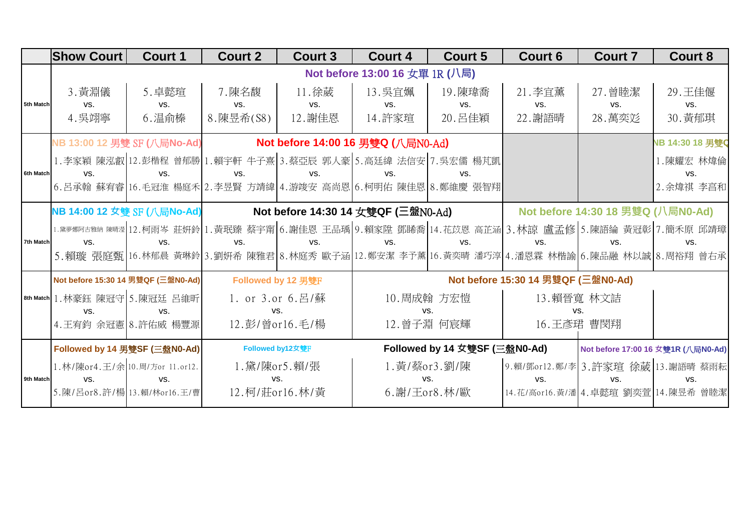| | Show Court | Court 1 | Court 2 | Court 3 | Court 4 | Court 5 | Court 6 | Court 7 | Court 8 |
|---|---|---|---|---|---|---|---|---|---|
| | Not before 13:00 16 女單 1R (八局) | | | | | | | | |
| 5th Match | 3.黃淵儀 vs. 4.吳翊寧 | 5.卓懿瑄 vs. 6.温俞榛 | 7.陳名馥 vs. 8.陳昱希(S8) | 11.徐葳 vs. 12.謝佳恩 | 13.吳宜姵 vs. 14.許家瑄 | 19.陳瑋喬 vs. 20.呂佳穎 | 21.李宜薰 vs. 22.謝語晴 | 27.曾睦潔 vs. 28.萬奕彣 | 29.王佳偃 vs. 30.黃郁琪 |
| | NB 13:00 12 男雙 SF (八局No-Ad) | | Not before 14:00 16 男雙Q (八局N0-Ad) | | | | | | NB 14:30 18 男雙Q |
| 6th Match | 1.李家穎 陳泓叡 vs. 6.呂承翰 蘇宥睿 | 12.彭楷程 曾郁勝 vs. 16.毛冠淮 楊庭禾 | 1.賴宇軒 牛子熹 vs. 2.李昱賢 方靖緯 | 3.蔡亞辰 郭人豪 vs. 4.游竣安 高尚恩 | 5.高廷緯 法信安 vs. 6.柯明佑 陳佳恩 | 7.吳宏儒 楊芃凱 vs. 8.鄭維慶 張智翔 | | | 1.陳耀宏 林煒倫 vs. 2.余煒祺 李昌和 |
| | NB 14:00 12 女雙 SF (八局No-Ad) | | Not before 14:30 14 女雙QF (三盤N0-Ad) | | | | Not before 14:30 18 男雙Q (八局N0-Ad) | | |
| 7th Match | 1.黛夢娜阿古雅納 陳晴滢 vs. 5.賴璇 張庭甄 | 12.柯雨岑 莊妍鈴 vs. 16.林郁晨 黃琳鈴 | 1.黃珉臻 蔡宇甯 vs. 3.劉妍希 陳雅君 | 6.謝佳恩 王品瑀 vs. 8.林庭秀 歐子涵 | 9.賴家陞 鄧晞喬 vs. 12.鄭安潔 李予薰 | 14.花苡恩 高芷涵 vs. 16.黃奕晴 潘巧淳 | 3.林諒 盧孟修 vs. 4.潘恩霖 林楷諭 | 5.陳語綸 黃冠彰 vs. 6.陳品融 林以誠 | 7.簡禾原 邱靖璋 vs. 8.周裕翔 曾右承 |
| | Not before 15:30 14 男雙QF (三盤N0-Ad) | | Followed by 12 男雙F | | Not before 15:30 14 男雙QF (三盤N0-Ad) | | | | |
| 8th Match | 1.林豪鈺 陳冠守 vs. 4.王宥鈞 余冠憲 | 5.陳冠廷 呂維昕 vs. 8.許佑威 楊豐源 | 1. or 3.or 6.呂/蘇 vs. 12.彭/曾or16.毛/楊 | | 10.周成翰 方宏愷 vs. 12.曾子淵 何宸輝 | | 13.賴晉寬 林文詰 vs. 16.王彥珺 曹閔翔 | | |
| | Followed by 14 男雙SF (三盤N0-Ad) | | Followed by12女雙F | | Followed by 14 女雙SF (三盤N0-Ad) | | | Not before 17:00 16 女雙1R (八局N0-Ad) | |
| 9th Match | 1.林/陳or4.王/余 vs. 5.陳/呂or8.許/楊 | 10.周/方or 11.or12. vs. 13.賴/林or16.王/曹 | 1.黛/陳or5.賴/張 vs. 12.柯/莊or16.林/黃 | | 1.黃/蔡or3.劉/陳 vs. 6.謝/王or8.林/歐 | | 9.賴/鄧or12.鄭/李 vs. 14.花/高or16.黃/潘 | 3.許家瑄 徐葳 vs. 4.卓懿瑄 劉奕萱 | 13.謝語晴 蔡雨耘 vs. 14.陳昱希 曾睦潔 |